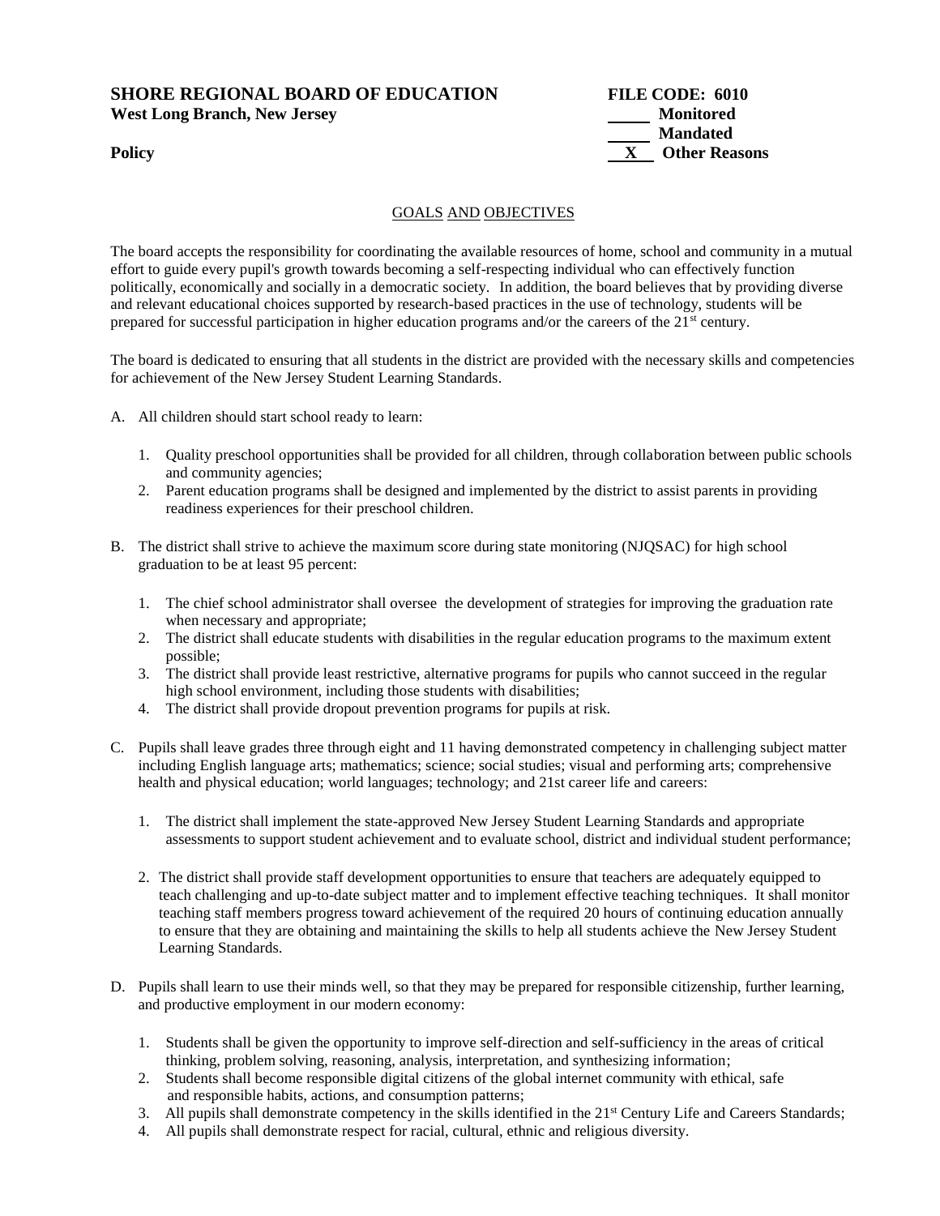**SHORE REGIONAL BOARD OF EDUCATION**
**West Long Branch, New Jersey**

**Policy**

**FILE CODE: 6010**
_____ **Monitored**
_____ **Mandated**
__X__ **Other Reasons**

## GOALS AND OBJECTIVES

The board accepts the responsibility for coordinating the available resources of home, school and community in a mutual effort to guide every pupil's growth towards becoming a self-respecting individual who can effectively function politically, economically and socially in a democratic society. In addition, the board believes that by providing diverse and relevant educational choices supported by research-based practices in the use of technology, students will be prepared for successful participation in higher education programs and/or the careers of the 21st century.

The board is dedicated to ensuring that all students in the district are provided with the necessary skills and competencies for achievement of the New Jersey Student Learning Standards.

A. All children should start school ready to learn:

   1. Quality preschool opportunities shall be provided for all children, through collaboration between public schools and community agencies;
   2. Parent education programs shall be designed and implemented by the district to assist parents in providing readiness experiences for their preschool children.

B. The district shall strive to achieve the maximum score during state monitoring (NJQSAC) for high school graduation to be at least 95 percent:

   1. The chief school administrator shall oversee the development of strategies for improving the graduation rate when necessary and appropriate;
   2. The district shall educate students with disabilities in the regular education programs to the maximum extent possible;
   3. The district shall provide least restrictive, alternative programs for pupils who cannot succeed in the regular high school environment, including those students with disabilities;
   4. The district shall provide dropout prevention programs for pupils at risk.

C. Pupils shall leave grades three through eight and 11 having demonstrated competency in challenging subject matter including English language arts; mathematics; science; social studies; visual and performing arts; comprehensive health and physical education; world languages; technology; and 21st career life and careers:

   1. The district shall implement the state-approved New Jersey Student Learning Standards and appropriate assessments to support student achievement and to evaluate school, district and individual student performance;

   2. The district shall provide staff development opportunities to ensure that teachers are adequately equipped to teach challenging and up-to-date subject matter and to implement effective teaching techniques. It shall monitor teaching staff members progress toward achievement of the required 20 hours of continuing education annually to ensure that they are obtaining and maintaining the skills to help all students achieve the New Jersey Student Learning Standards.

D. Pupils shall learn to use their minds well, so that they may be prepared for responsible citizenship, further learning, and productive employment in our modern economy:

   1. Students shall be given the opportunity to improve self-direction and self-sufficiency in the areas of critical thinking, problem solving, reasoning, analysis, interpretation, and synthesizing information;
   2. Students shall become responsible digital citizens of the global internet community with ethical, safe and responsible habits, actions, and consumption patterns;
   3. All pupils shall demonstrate competency in the skills identified in the 21st Century Life and Careers Standards;
   4. All pupils shall demonstrate respect for racial, cultural, ethnic and religious diversity.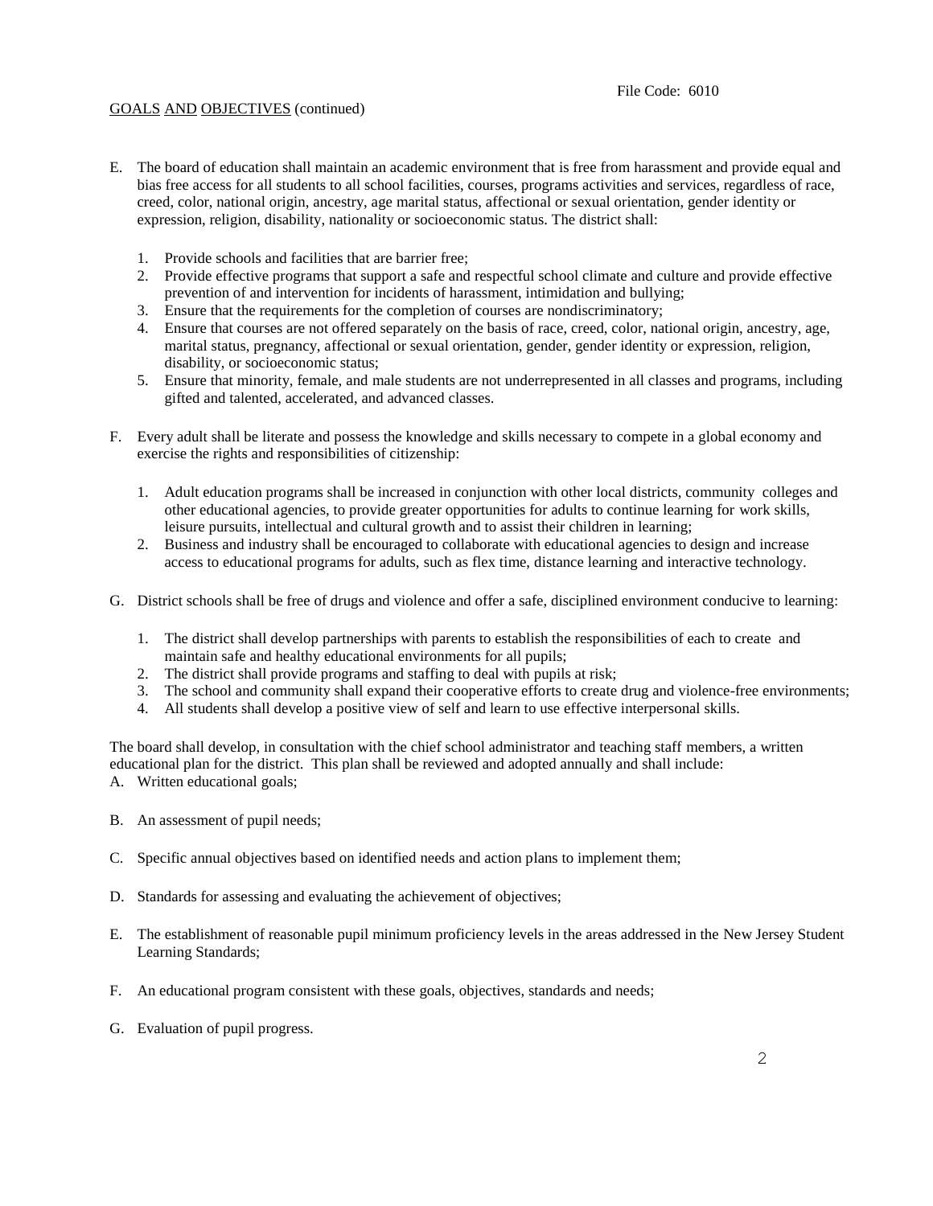GOALS AND OBJECTIVES (continued)

E. The board of education shall maintain an academic environment that is free from harassment and provide equal and bias free access for all students to all school facilities, courses, programs activities and services, regardless of race, creed, color, national origin, ancestry, age marital status, affectional or sexual orientation, gender identity or expression, religion, disability, nationality or socioeconomic status. The district shall:

   1. Provide schools and facilities that are barrier free;
   2. Provide effective programs that support a safe and respectful school climate and culture and provide effective prevention of and intervention for incidents of harassment, intimidation and bullying;
   3. Ensure that the requirements for the completion of courses are nondiscriminatory;
   4. Ensure that courses are not offered separately on the basis of race, creed, color, national origin, ancestry, age, marital status, pregnancy, affectional or sexual orientation, gender, gender identity or expression, religion, disability, or socioeconomic status;
   5. Ensure that minority, female, and male students are not underrepresented in all classes and programs, including gifted and talented, accelerated, and advanced classes.

F. Every adult shall be literate and possess the knowledge and skills necessary to compete in a global economy and exercise the rights and responsibilities of citizenship:

   1. Adult education programs shall be increased in conjunction with other local districts, community colleges and other educational agencies, to provide greater opportunities for adults to continue learning for work skills, leisure pursuits, intellectual and cultural growth and to assist their children in learning;
   2. Business and industry shall be encouraged to collaborate with educational agencies to design and increase access to educational programs for adults, such as flex time, distance learning and interactive technology.

G. District schools shall be free of drugs and violence and offer a safe, disciplined environment conducive to learning:

   1. The district shall develop partnerships with parents to establish the responsibilities of each to create and maintain safe and healthy educational environments for all pupils;
   2. The district shall provide programs and staffing to deal with pupils at risk;
   3. The school and community shall expand their cooperative efforts to create drug and violence-free environments;
   4. All students shall develop a positive view of self and learn to use effective interpersonal skills.

The board shall develop, in consultation with the chief school administrator and teaching staff members, a written educational plan for the district. This plan shall be reviewed and adopted annually and shall include:

A. Written educational goals;

B. An assessment of pupil needs;

C. Specific annual objectives based on identified needs and action plans to implement them;

D. Standards for assessing and evaluating the achievement of objectives;

E. The establishment of reasonable pupil minimum proficiency levels in the areas addressed in the New Jersey Student Learning Standards;

F. An educational program consistent with these goals, objectives, standards and needs;

G. Evaluation of pupil progress.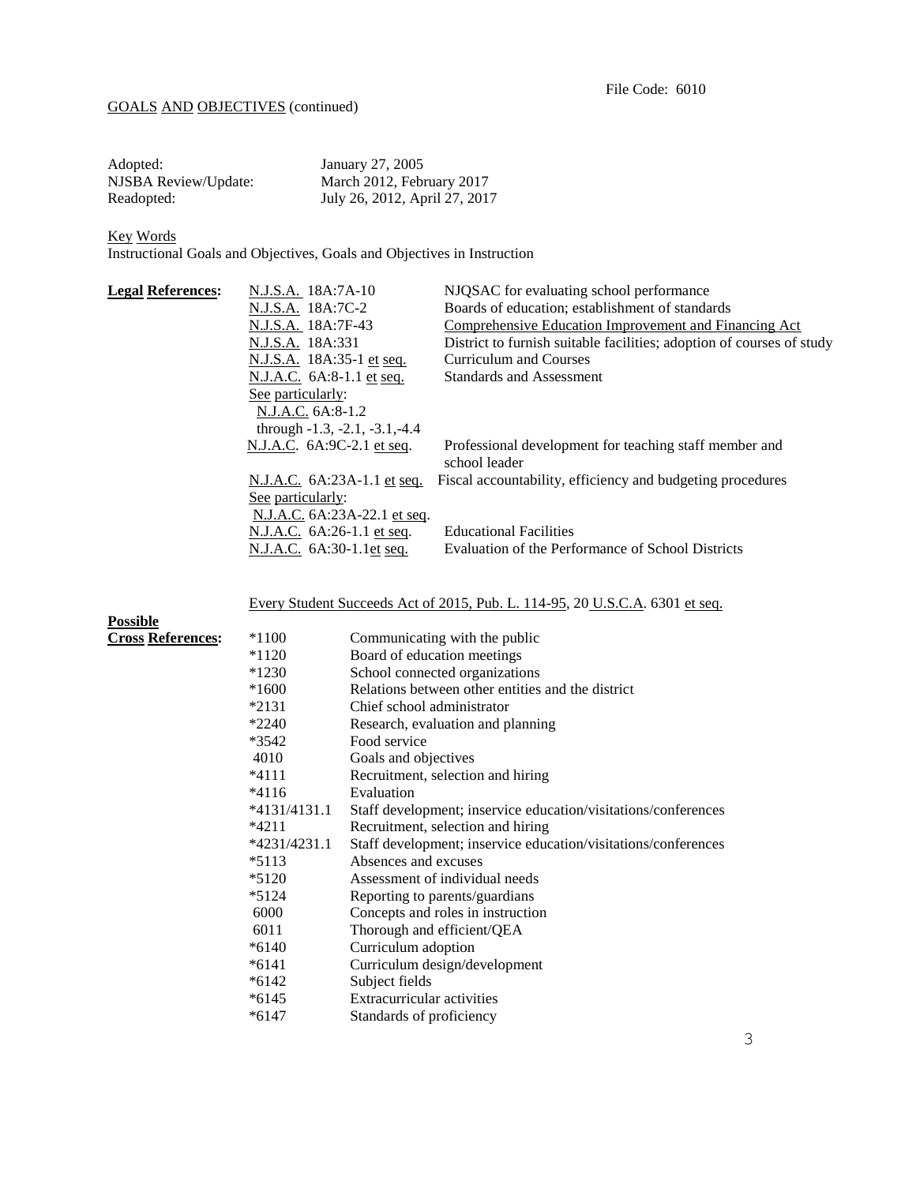File Code: 6010

GOALS AND OBJECTIVES (continued)

| | |
|---|---|
| Adopted: | January 27, 2005 |
| NJSBA Review/Update: | March 2012, February 2017 |
| Readopted: | July 26, 2012, April 27, 2017 |

Key Words

Instructional Goals and Objectives, Goals and Objectives in Instruction

**Legal References:**

| | |
|---|---|
| N.J.S.A. 18A:7A-10 | NJQSAC for evaluating school performance |
| N.J.S.A. 18A:7C-2 | Boards of education; establishment of standards |
| N.J.S.A. 18A:7F-43 | Comprehensive Education Improvement and Financing Act |
| N.J.S.A. 18A:331 | District to furnish suitable facilities; adoption of courses of study |
| N.J.S.A. 18A:35-1 et seq. | Curriculum and Courses |
| N.J.A.C. 6A:8-1.1 et seq. | Standards and Assessment |
| See particularly: N.J.A.C. 6A:8-1.2 through -1.3, -2.1, -3.1,-4.4 | |
| N.J.A.C. 6A:9C-2.1 et seq. | Professional development for teaching staff member and school leader |
| N.J.A.C. 6A:23A-1.1 et seq. | Fiscal accountability, efficiency and budgeting procedures |
| See particularly: N.J.A.C. 6A:23A-22.1 et seq. | |
| N.J.A.C. 6A:26-1.1 et seq. | Educational Facilities |
| N.J.A.C. 6A:30-1.1et seq. | Evaluation of the Performance of School Districts |

Every Student Succeeds Act of 2015, Pub. L. 114-95, 20 U.S.C.A. 6301 et seq.

**Possible Cross References:**

| | |
|---|---|
| *1100 | Communicating with the public |
| *1120 | Board of education meetings |
| *1230 | School connected organizations |
| *1600 | Relations between other entities and the district |
| *2131 | Chief school administrator |
| *2240 | Research, evaluation and planning |
| *3542 | Food service |
| 4010 | Goals and objectives |
| *4111 | Recruitment, selection and hiring |
| *4116 | Evaluation |
| *4131/4131.1 | Staff development; inservice education/visitations/conferences |
| *4211 | Recruitment, selection and hiring |
| *4231/4231.1 | Staff development; inservice education/visitations/conferences |
| *5113 | Absences and excuses |
| *5120 | Assessment of individual needs |
| *5124 | Reporting to parents/guardians |
| 6000 | Concepts and roles in instruction |
| 6011 | Thorough and efficient/QEA |
| *6140 | Curriculum adoption |
| *6141 | Curriculum design/development |
| *6142 | Subject fields |
| *6145 | Extracurricular activities |
| *6147 | Standards of proficiency |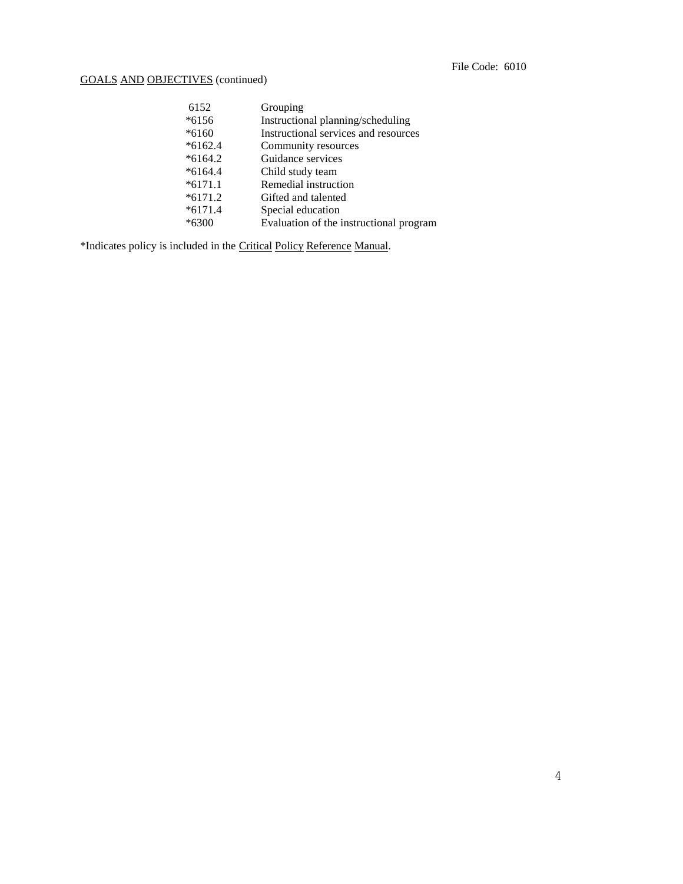File Code: 6010

GOALS AND OBJECTIVES (continued)

| | |
|---|---|
| 6152 | Grouping |
| *6156 | Instructional planning/scheduling |
| *6160 | Instructional services and resources |
| *6162.4 | Community resources |
| *6164.2 | Guidance services |
| *6164.4 | Child study team |
| *6171.1 | Remedial instruction |
| *6171.2 | Gifted and talented |
| *6171.4 | Special education |
| *6300 | Evaluation of the instructional program |

*Indicates policy is included in the Critical Policy Reference Manual.